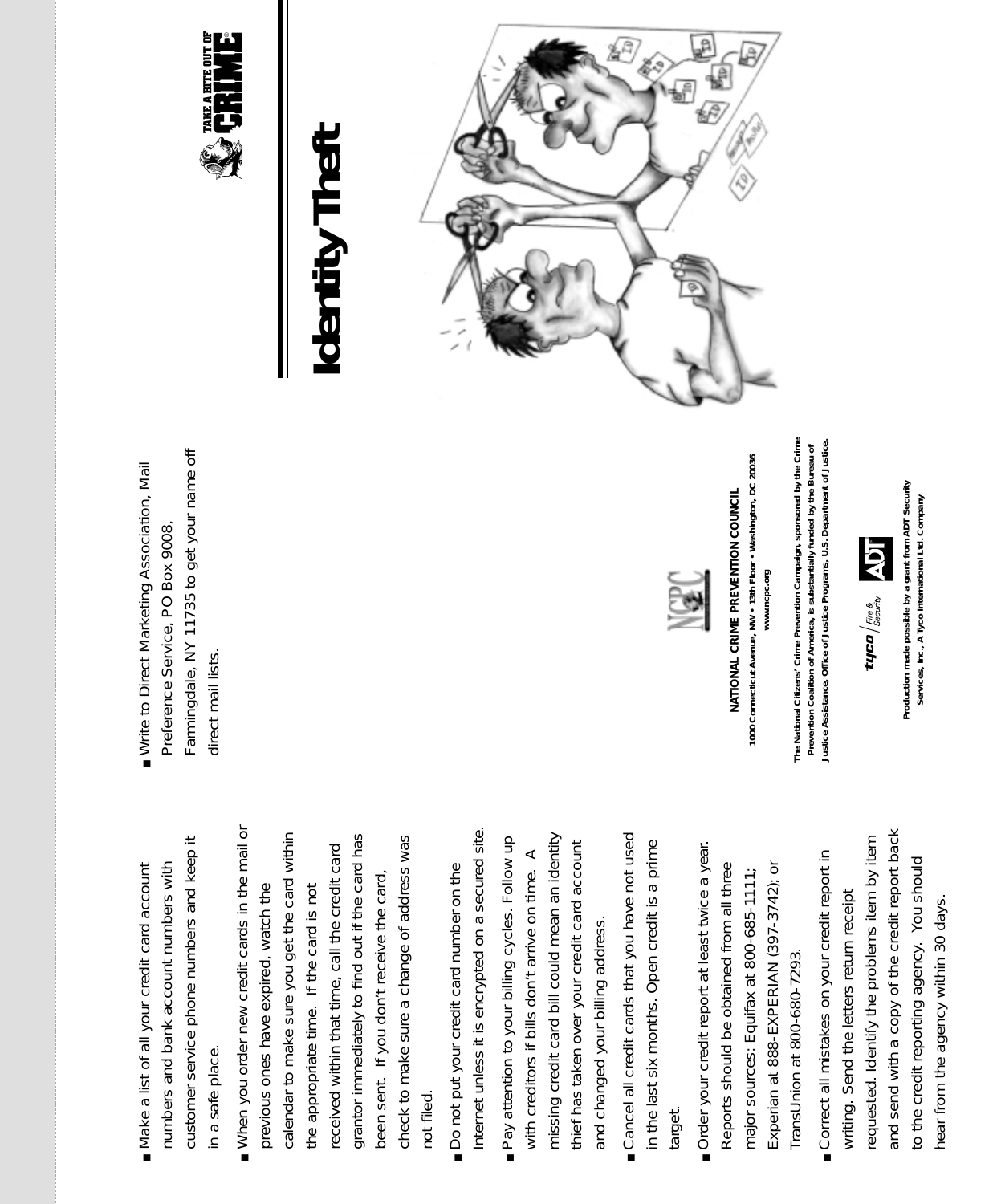- Make a list of all your credit card account numbers and bank account numbers with customer service phone numbers and keep it in a safe place.
- When you order new credit cards in the mail or previous ones have expired, watch the calendar to make sure you get the card within the appropriate time. If the card is not received within that time, call the credit card grantor immediately to find out if the card has been sent. If you don't receive the card, check to make sure a change of address was not filed.
- Do not put your credit card number on the Internet unless it is encrypted on a secured site.
- Pay attention to your billing cycles. Follow up with creditors if bills don't arrive on time. A missing credit card bill could mean an identity thief has taken over your credit card account and changed your billing address.
- Cancel all credit cards that you have not used in the last six months. Open credit is a prime target.
- Order your credit report at least twice a year. Reports should be obtained from all three major sources: Equifax at 800-685-1111; Experian at 888-EXPERIAN (397-3742); or TransUnion at 800-680-7293.
- Correct all mistakes on your credit report in writing. Send the letters return receipt requested. Identify the problems item by item and send with a copy of the credit report back to the credit reporting agency. You should hear from the agency within 30 days.
- Write to Direct Marketing Association, Mail Preference Service, PO Box 9008, Farmingdale, NY 11735 to get your name off direct mail lists.

**NATIONAL CRIME PREVENTION COUNCIL**
1000 Connecticut Avenue, NW • 13th Floor • Washington, DC 20036
www.ncpc.org

The National Citizens' Crime Prevention Campaign, sponsored by the Crime Prevention Coalition of America, is substantially funded by the Bureau of Justice Assistance, Office of Justice Programs, U.S. Department of Justice.

Production made possible by a grant from ADT Security Services, Inc., A Tyco International Ltd. Company

TAKE A BITE OUT OF CRIME

# Identity Theft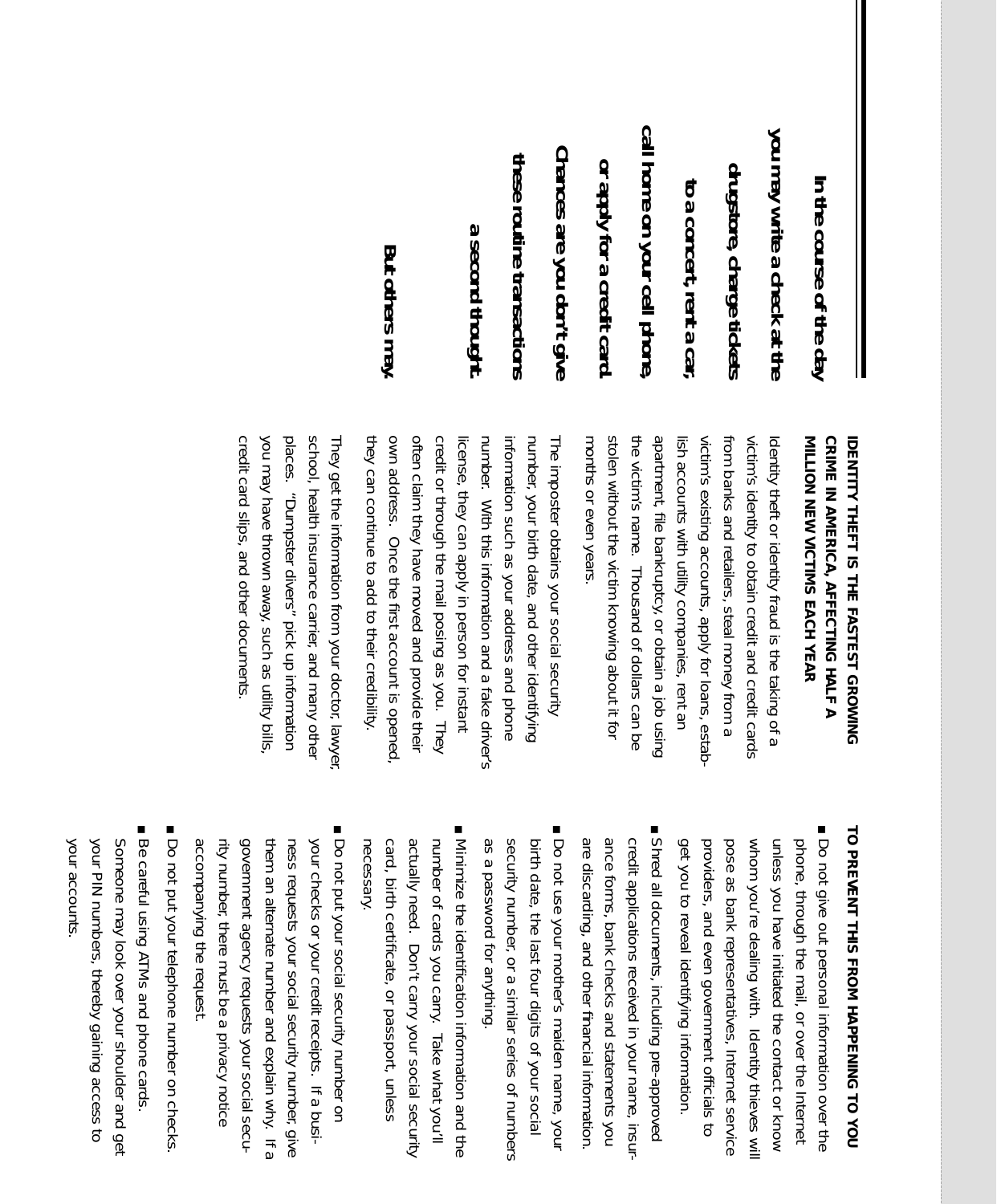**In the course of the day you may write a check at the drugstore, charge tickets to a concert, rent a car, call home on your cell phone, or apply for a credit card.**

**Chances are you don't give these routine transactions a second thought.**

**But others may.**

## IDENTITY THEFT IS THE FASTEST GROWING CRIME IN AMERICA, AFFECTING HALF A MILLION NEW VICTIMS EACH YEAR

Identity theft or identity fraud is the taking of a victim's identity to obtain credit and credit cards from banks and retailers, steal money from a victim's existing accounts, apply for loans, establish accounts with utility companies, rent an apartment, file bankruptcy, or obtain a job using the victim's name. Thousand of dollars can be stolen without the victim knowing about it for months or even years.

The imposter obtains your social security number, your birth date, and other identifying information such as your address and phone number. With this information and a fake driver's license, they can apply in person for instant credit or through the mail posing as you. They often claim they have moved and provide their own address. Once the first account is opened, they can continue to add to their credibility.

They get the information from your doctor, lawyer, school, health insurance carrier, and many other places. "Dumpster divers" pick up information you may have thrown away, such as utility bills, credit card slips, and other documents.

## TO PREVENT THIS FROM HAPPENING TO YOU

- Do not give out personal information over the phone, through the mail, or over the Internet unless you have initiated the contact or know whom you're dealing with. Identity thieves will pose as bank representatives, Internet service providers, and even government officials to get you to reveal identifying information.
- Shred all documents, including pre-approved credit applications received in your name, insurance forms, bank checks and statements you are discarding, and other financial information.
- Do not use your mother's maiden name, your birth date, the last four digits of your social security number, or a similar series of numbers as a password for anything.
- Minimize the identification information and the number of cards you carry. Take what you'll actually need. Don't carry your social security card, birth certificate, or passport, unless necessary.
- Do not put your social security number on your checks or your credit receipts. If a business requests your social security number, give them an alternate number and explain why. If a government agency requests your social security number, there must be a privacy notice accompanying the request.
- Do not put your telephone number on checks.
- Be careful using ATMs and phone cards. Someone may look over your shoulder and get your PIN numbers, thereby gaining access to your accounts.